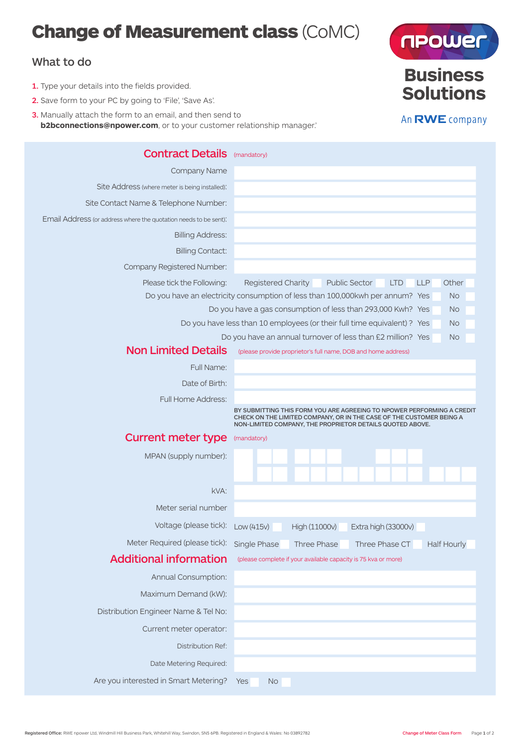# Change of Measurement class (CoMC)

npower **Business Solutions**

An **RWE** company

## What to do

1. Type your details into the fields provided.
2. Save form to your PC by going to 'File', 'Save As'.
3. Manually attach the form to an email, and then send to **b2bconnections@npower.com**, or to your customer relationship manager.'

## Contract Details (mandatory)

| | |
|---|---|
| Company Name | |
| Site Address (where meter is being installed): | |
| Site Contact Name & Telephone Number: | |
| Email Address (or address where the quotation needs to be sent): | |
| Billing Address: | |
| Billing Contact: | |
| Company Registered Number: | |

Please tick the Following: Registered Charity ☐ Public Sector ☐ LTD ☐ LLP ☐ Other ☐

Do you have an electricity consumption of less than 100,000kwh per annum? Yes ☐ No ☐

Do you have a gas consumption of less than 293,000 Kwh? Yes ☐ No ☐

Do you have less than 10 employees (or their full time equivalent) ? Yes ☐ No ☐

Do you have an annual turnover of less than £2 million? Yes ☐ No ☐

## Non Limited Details (please provide proprietor's full name, DOB and home address)

| | |
|---|---|
| Full Name: | |
| Date of Birth: | |
| Full Home Address: | |

BY SUBMITTING THIS FORM YOU ARE AGREEING TO NPOWER PERFORMING A CREDIT CHECK ON THE LIMITED COMPANY, OR IN THE CASE OF THE CUSTOMER BEING A NON-LIMITED COMPANY, THE PROPRIETOR DETAILS QUOTED ABOVE.

## Current meter type (mandatory)

| | |
|---|---|
| MPAN (supply number): | |
| kVA: | |
| Meter serial number | |

Voltage (please tick): Low (415v) ☐ High (11000v) ☐ Extra high (33000v) ☐

Meter Required (please tick): Single Phase ☐ Three Phase ☐ Three Phase CT ☐ Half Hourly ☐

## Additional information (please complete if your available capacity is 75 kva or more)

| | |
|---|---|
| Annual Consumption: | |
| Maximum Demand (kW): | |
| Distribution Engineer Name & Tel No: | |
| Current meter operator: | |
| Distribution Ref: | |
| Date Metering Required: | |

Are you interested in Smart Metering? Yes ☐ No ☐

Registered Office: RWE npower Ltd, Windmill Hill Business Park, Whitehill Way, Swindon, SN5 6PB. Registered in England & Wales: No 03892782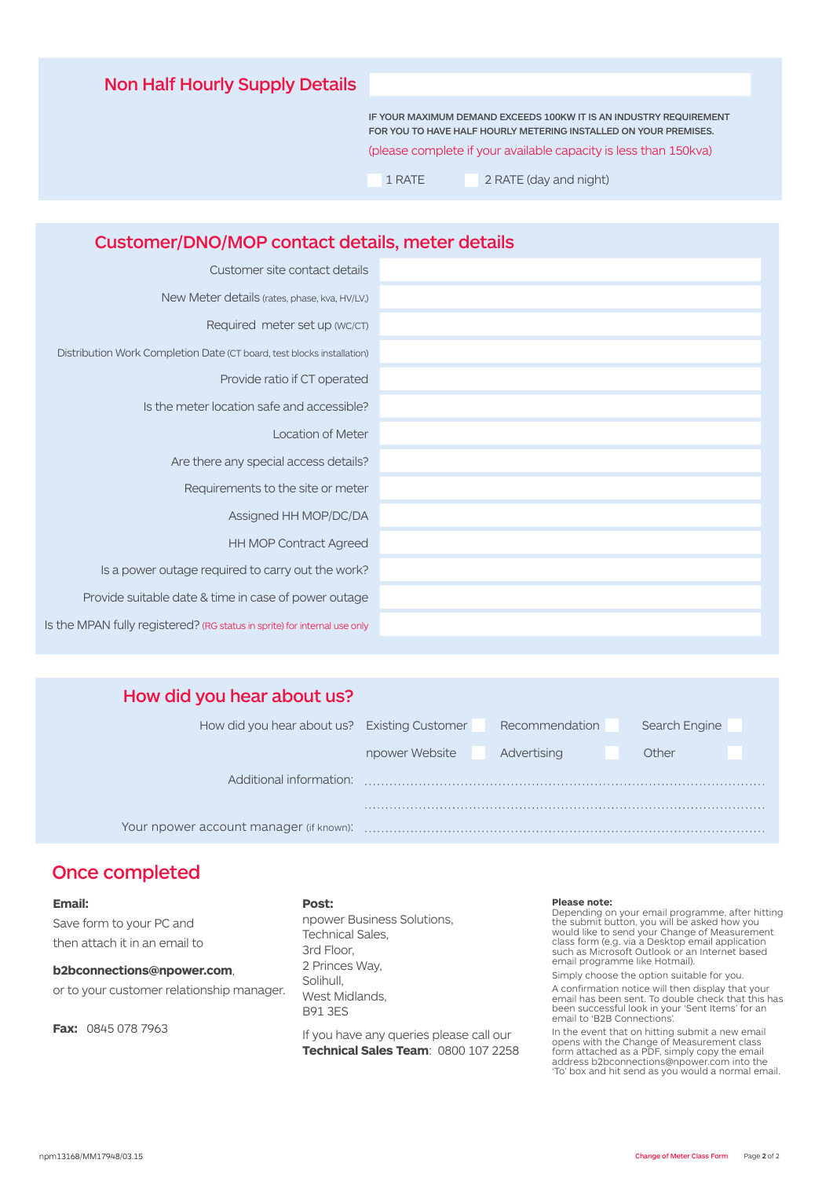## Non Half Hourly Supply Details

IF YOUR MAXIMUM DEMAND EXCEEDS 100KW IT IS AN INDUSTRY REQUIREMENT FOR YOU TO HAVE HALF HOURLY METERING INSTALLED ON YOUR PREMISES.

(please complete if your available capacity is less than 150kva)

☐ 1 RATE ☐ 2 RATE (day and night)

## Customer/DNO/MOP contact details, meter details

| | |
|---|---|
| Customer site contact details | |
| New Meter details (rates, phase, kva, HV/LV.) | |
| Required meter set up (WC/CT) | |
| Distribution Work Completion Date (CT board, test blocks installation) | |
| Provide ratio if CT operated | |
| Is the meter location safe and accessible? | |
| Location of Meter | |
| Are there any special access details? | |
| Requirements to the site or meter | |
| Assigned HH MOP/DC/DA | |
| HH MOP Contract Agreed | |
| Is a power outage required to carry out the work? | |
| Provide suitable date & time in case of power outage | |
| Is the MPAN fully registered? (RG status in sprite) for internal use only | |

## How did you hear about us?

How did you hear about us?

☐ Existing Customer ☐ Recommendation ☐ Search Engine

☐ npower Website ☐ Advertising ☐ Other

Additional information: ......................................................................................

......................................................................................

Your npower account manager (if known): ......................................................................................

## Once completed

**Email:**

Save form to your PC and then attach it in an email to

**b2bconnections@npower.com**,

or to your customer relationship manager.

**Fax:** 0845 078 7963

**Post:**

npower Business Solutions,
Technical Sales,
3rd Floor,
2 Princes Way,
Solihull,
West Midlands,
B91 3ES

If you have any queries please call our **Technical Sales Team**: 0800 107 2258

**Please note:**

Depending on your email programme, after hitting the submit button, you will be asked how you would like to send your Change of Measurement class form (e.g. via a Desktop email application such as Microsoft Outlook or an Internet based email programme like Hotmail).

Simply choose the option suitable for you.

A confirmation notice will then display that your email has been sent. To double check that this has been successful look in your 'Sent Items' for an email to 'B2B Connections'.

In the event that on hitting submit a new email opens with the Change of Measurement class form attached as a PDF, simply copy the email address b2bconnections@npower.com into the 'To' box and hit send as you would a normal email.

npm13168/MM17948/03.15